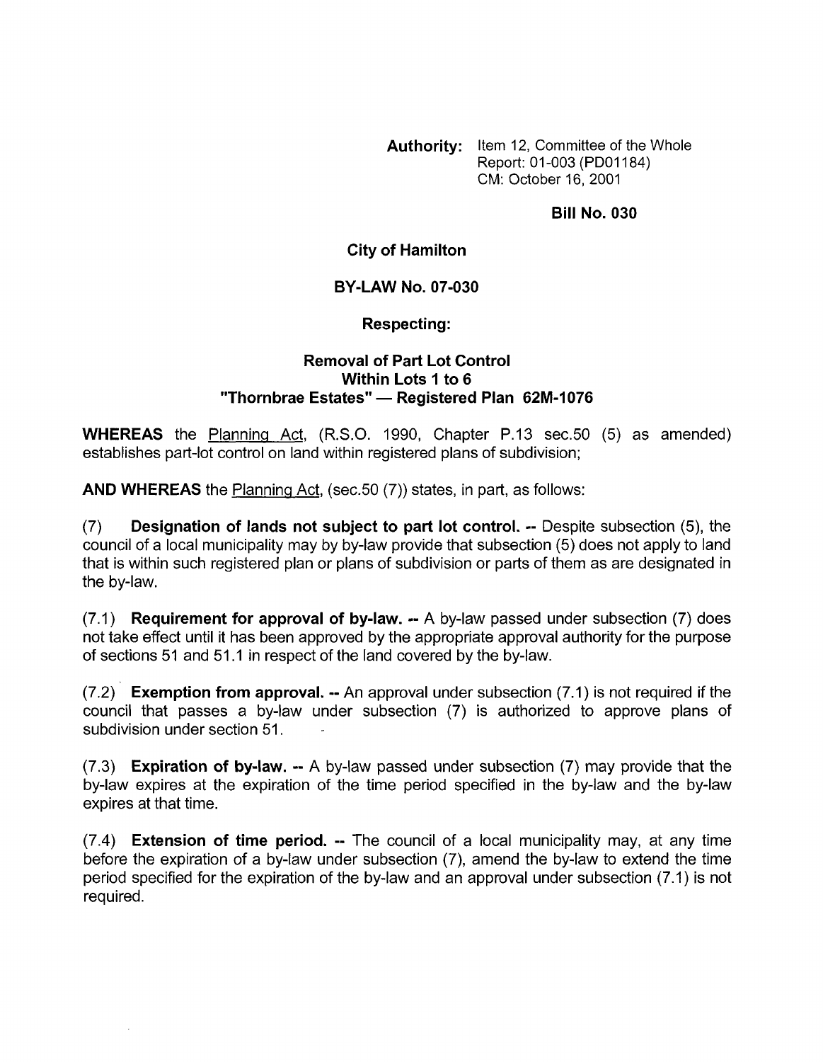**Authority:** Item 12, Committee of the Whole
Report: 01-003 (PD01184)
CM: October 16, 2001

**Bill No. 030**

## City of Hamilton

## BY-LAW No. 07-030

### Respecting:

### Removal of Part Lot Control Within Lots 1 to 6 "Thornbrae Estates" — Registered Plan 62M-1076

**WHEREAS** the Planning Act, (R.S.O. 1990, Chapter P.13 sec.50 (5) as amended) establishes part-lot control on land within registered plans of subdivision;

**AND WHEREAS** the Planning Act, (sec.50 (7)) states, in part, as follows:

(7) **Designation of lands not subject to part lot control. --** Despite subsection (5), the council of a local municipality may by by-law provide that subsection (5) does not apply to land that is within such registered plan or plans of subdivision or parts of them as are designated in the by-law.

(7.1) **Requirement for approval of by-law. --** A by-law passed under subsection (7) does not take effect until it has been approved by the appropriate approval authority for the purpose of sections 51 and 51.1 in respect of the land covered by the by-law.

(7.2) **Exemption from approval. --** An approval under subsection (7.1) is not required if the council that passes a by-law under subsection (7) is authorized to approve plans of subdivision under section 51.

(7.3) **Expiration of by-law. --** A by-law passed under subsection (7) may provide that the by-law expires at the expiration of the time period specified in the by-law and the by-law expires at that time.

(7.4) **Extension of time period. --** The council of a local municipality may, at any time before the expiration of a by-law under subsection (7), amend the by-law to extend the time period specified for the expiration of the by-law and an approval under subsection (7.1) is not required.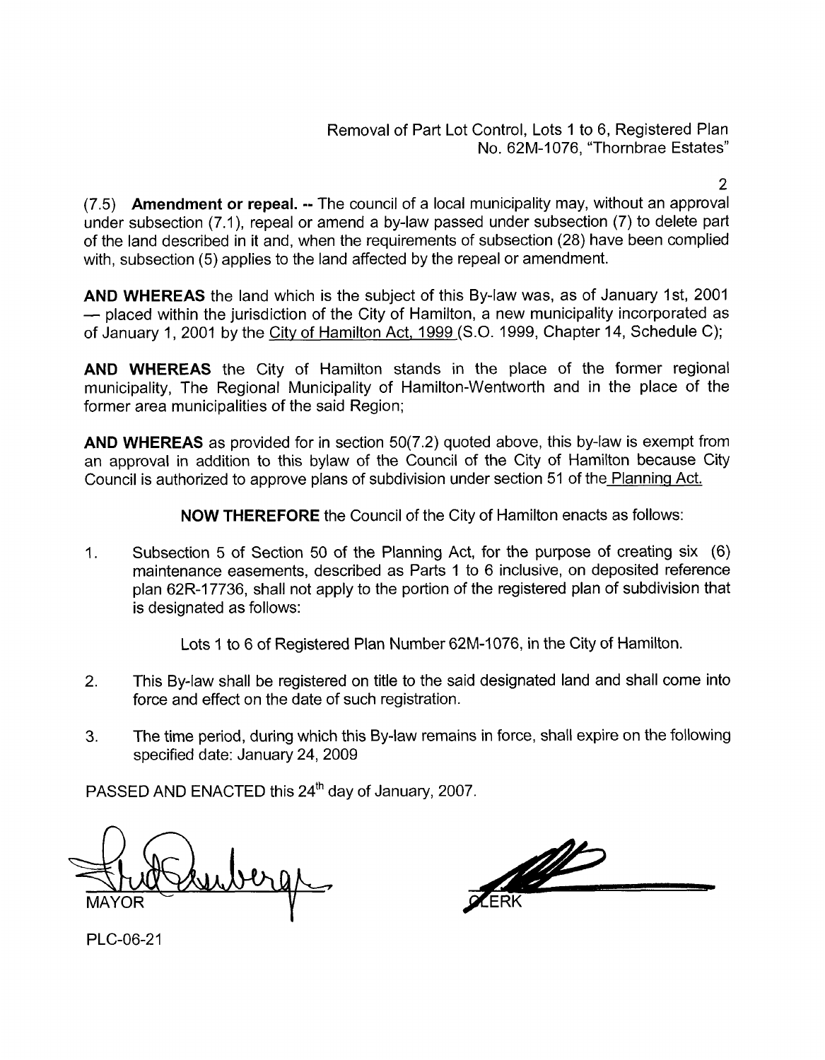(7.5) **Amendment or repeal. --** The council of a local municipality may, without an approval under subsection (7.1), repeal or amend a by-law passed under subsection (7) to delete part of the land described in it and, when the requirements of subsection (28) have been complied with, subsection (5) applies to the land affected by the repeal or amendment.

**AND WHEREAS** the land which is the subject of this By-law was, as of January 1st, 2001 — placed within the jurisdiction of the City of Hamilton, a new municipality incorporated as of January 1, 2001 by the City of Hamilton Act, 1999 (S.O. 1999, Chapter 14, Schedule C);

**AND WHEREAS** the City of Hamilton stands in the place of the former regional municipality, The Regional Municipality of Hamilton-Wentworth and in the place of the former area municipalities of the said Region;

**AND WHEREAS** as provided for in section 50(7.2) quoted above, this by-law is exempt from an approval in addition to this bylaw of the Council of the City of Hamilton because City Council is authorized to approve plans of subdivision under section 51 of the Planning Act.

**NOW THEREFORE** the Council of the City of Hamilton enacts as follows:

1. Subsection 5 of Section 50 of the Planning Act, for the purpose of creating six (6) maintenance easements, described as Parts 1 to 6 inclusive, on deposited reference plan 62R-17736, shall not apply to the portion of the registered plan of subdivision that is designated as follows:

   Lots 1 to 6 of Registered Plan Number 62M-1076, in the City of Hamilton.

2. This By-law shall be registered on title to the said designated land and shall come into force and effect on the date of such registration.

3. The time period, during which this By-law remains in force, shall expire on the following specified date: January 24, 2009

PASSED AND ENACTED this 24th day of January, 2007.

MAYOR

CLERK

PLC-06-21